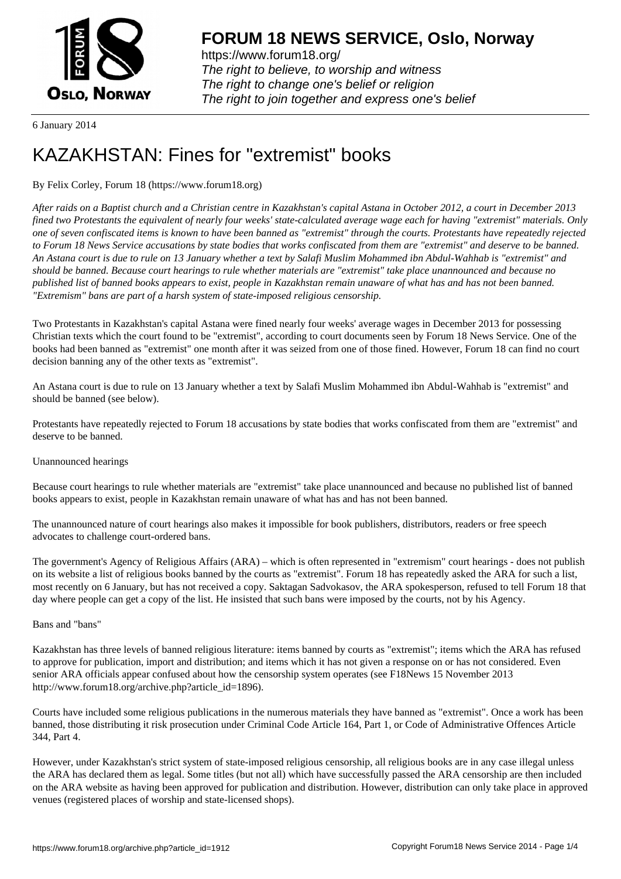# FORUM 18 NEWS SERVICE, Oslo, Norway

https://www.forum18.org/
*The right to believe, to worship and witness*
*The right to change one's belief or religion*
*The right to join together and express one's belief*

6 January 2014

# KAZAKHSTAN: Fines for "extremist" books

By Felix Corley, Forum 18 (https://www.forum18.org)

*After raids on a Baptist church and a Christian centre in Kazakhstan's capital Astana in October 2012, a court in December 2013 fined two Protestants the equivalent of nearly four weeks' state-calculated average wage each for having "extremist" materials. Only one of seven confiscated items is known to have been banned as "extremist" through the courts. Protestants have repeatedly rejected to Forum 18 News Service accusations by state bodies that works confiscated from them are "extremist" and deserve to be banned. An Astana court is due to rule on 13 January whether a text by Salafi Muslim Mohammed ibn Abdul-Wahhab is "extremist" and should be banned. Because court hearings to rule whether materials are "extremist" take place unannounced and because no published list of banned books appears to exist, people in Kazakhstan remain unaware of what has and has not been banned. "Extremism" bans are part of a harsh system of state-imposed religious censorship.*

Two Protestants in Kazakhstan's capital Astana were fined nearly four weeks' average wages in December 2013 for possessing Christian texts which the court found to be "extremist", according to court documents seen by Forum 18 News Service. One of the books had been banned as "extremist" one month after it was seized from one of those fined. However, Forum 18 can find no court decision banning any of the other texts as "extremist".

An Astana court is due to rule on 13 January whether a text by Salafi Muslim Mohammed ibn Abdul-Wahhab is "extremist" and should be banned (see below).

Protestants have repeatedly rejected to Forum 18 accusations by state bodies that works confiscated from them are "extremist" and deserve to be banned.

Unannounced hearings

Because court hearings to rule whether materials are "extremist" take place unannounced and because no published list of banned books appears to exist, people in Kazakhstan remain unaware of what has and has not been banned.

The unannounced nature of court hearings also makes it impossible for book publishers, distributors, readers or free speech advocates to challenge court-ordered bans.

The government's Agency of Religious Affairs (ARA) – which is often represented in "extremism" court hearings - does not publish on its website a list of religious books banned by the courts as "extremist". Forum 18 has repeatedly asked the ARA for such a list, most recently on 6 January, but has not received a copy. Saktagan Sadvokasov, the ARA spokesperson, refused to tell Forum 18 that day where people can get a copy of the list. He insisted that such bans were imposed by the courts, not by his Agency.

Bans and "bans"

Kazakhstan has three levels of banned religious literature: items banned by courts as "extremist"; items which the ARA has refused to approve for publication, import and distribution; and items which it has not given a response on or has not considered. Even senior ARA officials appear confused about how the censorship system operates (see F18News 15 November 2013 http://www.forum18.org/archive.php?article_id=1896).

Courts have included some religious publications in the numerous materials they have banned as "extremist". Once a work has been banned, those distributing it risk prosecution under Criminal Code Article 164, Part 1, or Code of Administrative Offences Article 344, Part 4.

However, under Kazakhstan's strict system of state-imposed religious censorship, all religious books are in any case illegal unless the ARA has declared them as legal. Some titles (but not all) which have successfully passed the ARA censorship are then included on the ARA website as having been approved for publication and distribution. However, distribution can only take place in approved venues (registered places of worship and state-licensed shops).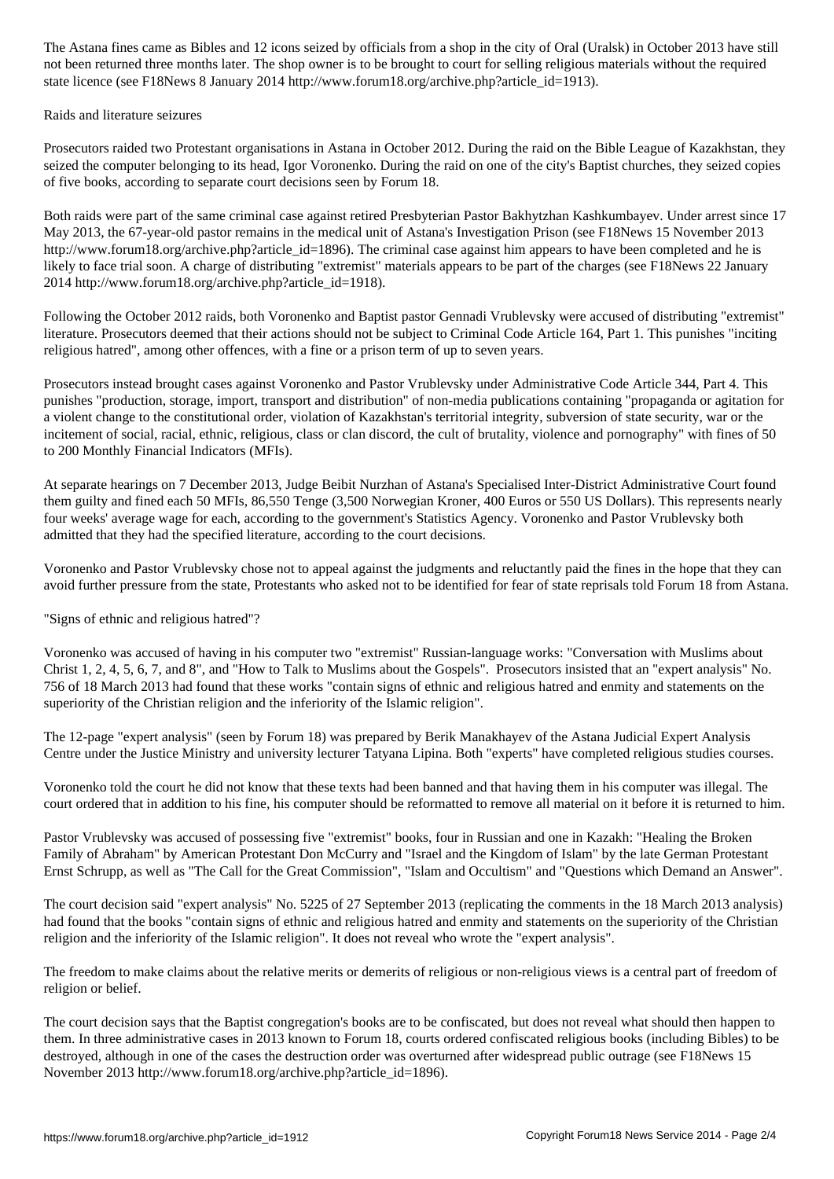The Astana fines came as Bibles and 12 icons seized by officials from a shop in the city of Oral (Uralsk) in October 2013 have still not been returned three months later. The shop owner is to be brought to court for selling religious materials without the required state licence (see F18News 8 January 2014 http://www.forum18.org/archive.php?article_id=1913).

## Raids and literature seizures

Prosecutors raided two Protestant organisations in Astana in October 2012. During the raid on the Bible League of Kazakhstan, they seized the computer belonging to its head, Igor Voronenko. During the raid on one of the city's Baptist churches, they seized copies of five books, according to separate court decisions seen by Forum 18.

Both raids were part of the same criminal case against retired Presbyterian Pastor Bakhytzhan Kashkumbayev. Under arrest since 17 May 2013, the 67-year-old pastor remains in the medical unit of Astana's Investigation Prison (see F18News 15 November 2013 http://www.forum18.org/archive.php?article_id=1896). The criminal case against him appears to have been completed and he is likely to face trial soon. A charge of distributing "extremist" materials appears to be part of the charges (see F18News 22 January 2014 http://www.forum18.org/archive.php?article_id=1918).

Following the October 2012 raids, both Voronenko and Baptist pastor Gennadi Vrublevsky were accused of distributing "extremist" literature. Prosecutors deemed that their actions should not be subject to Criminal Code Article 164, Part 1. This punishes "inciting religious hatred", among other offences, with a fine or a prison term of up to seven years.

Prosecutors instead brought cases against Voronenko and Pastor Vrublevsky under Administrative Code Article 344, Part 4. This punishes "production, storage, import, transport and distribution" of non-media publications containing "propaganda or agitation for a violent change to the constitutional order, violation of Kazakhstan's territorial integrity, subversion of state security, war or the incitement of social, racial, ethnic, religious, class or clan discord, the cult of brutality, violence and pornography" with fines of 50 to 200 Monthly Financial Indicators (MFIs).

At separate hearings on 7 December 2013, Judge Beibit Nurzhan of Astana's Specialised Inter-District Administrative Court found them guilty and fined each 50 MFIs, 86,550 Tenge (3,500 Norwegian Kroner, 400 Euros or 550 US Dollars). This represents nearly four weeks' average wage for each, according to the government's Statistics Agency. Voronenko and Pastor Vrublevsky both admitted that they had the specified literature, according to the court decisions.

Voronenko and Pastor Vrublevsky chose not to appeal against the judgments and reluctantly paid the fines in the hope that they can avoid further pressure from the state, Protestants who asked not to be identified for fear of state reprisals told Forum 18 from Astana.

## "Signs of ethnic and religious hatred"?

Voronenko was accused of having in his computer two "extremist" Russian-language works: "Conversation with Muslims about Christ 1, 2, 4, 5, 6, 7, and 8", and "How to Talk to Muslims about the Gospels". Prosecutors insisted that an "expert analysis" No. 756 of 18 March 2013 had found that these works "contain signs of ethnic and religious hatred and enmity and statements on the superiority of the Christian religion and the inferiority of the Islamic religion".

The 12-page "expert analysis" (seen by Forum 18) was prepared by Berik Manakhayev of the Astana Judicial Expert Analysis Centre under the Justice Ministry and university lecturer Tatyana Lipina. Both "experts" have completed religious studies courses.

Voronenko told the court he did not know that these texts had been banned and that having them in his computer was illegal. The court ordered that in addition to his fine, his computer should be reformatted to remove all material on it before it is returned to him.

Pastor Vrublevsky was accused of possessing five "extremist" books, four in Russian and one in Kazakh: "Healing the Broken Family of Abraham" by American Protestant Don McCurry and "Israel and the Kingdom of Islam" by the late German Protestant Ernst Schrupp, as well as "The Call for the Great Commission", "Islam and Occultism" and "Questions which Demand an Answer".

The court decision said "expert analysis" No. 5225 of 27 September 2013 (replicating the comments in the 18 March 2013 analysis) had found that the books "contain signs of ethnic and religious hatred and enmity and statements on the superiority of the Christian religion and the inferiority of the Islamic religion". It does not reveal who wrote the "expert analysis".

The freedom to make claims about the relative merits or demerits of religious or non-religious views is a central part of freedom of religion or belief.

The court decision says that the Baptist congregation's books are to be confiscated, but does not reveal what should then happen to them. In three administrative cases in 2013 known to Forum 18, courts ordered confiscated religious books (including Bibles) to be destroyed, although in one of the cases the destruction order was overturned after widespread public outrage (see F18News 15 November 2013 http://www.forum18.org/archive.php?article_id=1896).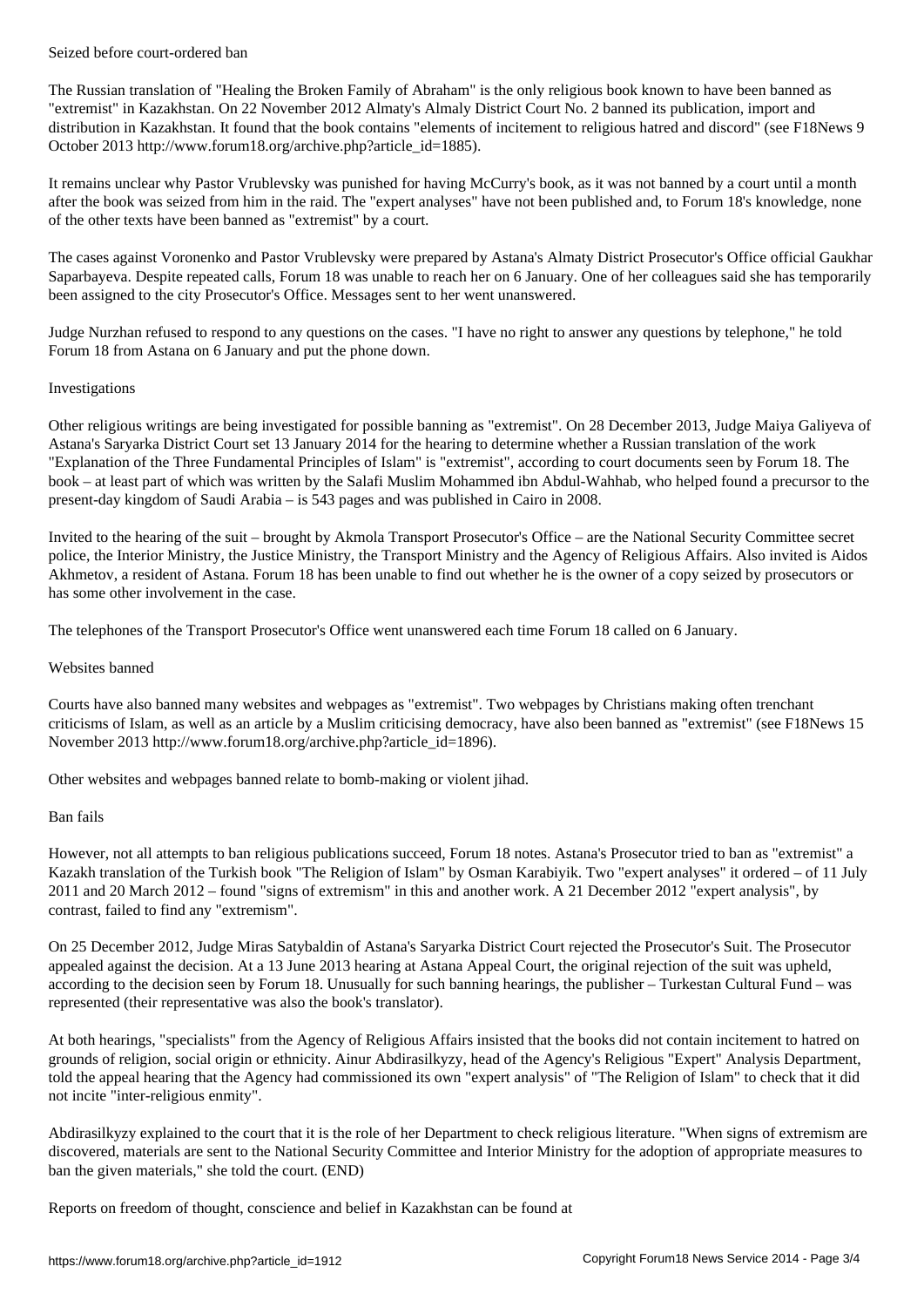Seized before court-ordered ban

The Russian translation of "Healing the Broken Family of Abraham" is the only religious book known to have been banned as "extremist" in Kazakhstan. On 22 November 2012 Almaty's Almaly District Court No. 2 banned its publication, import and distribution in Kazakhstan. It found that the book contains "elements of incitement to religious hatred and discord" (see F18News 9 October 2013 http://www.forum18.org/archive.php?article_id=1885).

It remains unclear why Pastor Vrublevsky was punished for having McCurry's book, as it was not banned by a court until a month after the book was seized from him in the raid. The "expert analyses" have not been published and, to Forum 18's knowledge, none of the other texts have been banned as "extremist" by a court.

The cases against Voronenko and Pastor Vrublevsky were prepared by Astana's Almaty District Prosecutor's Office official Gaukhar Saparbayeva. Despite repeated calls, Forum 18 was unable to reach her on 6 January. One of her colleagues said she has temporarily been assigned to the city Prosecutor's Office. Messages sent to her went unanswered.

Judge Nurzhan refused to respond to any questions on the cases. "I have no right to answer any questions by telephone," he told Forum 18 from Astana on 6 January and put the phone down.

Investigations

Other religious writings are being investigated for possible banning as "extremist". On 28 December 2013, Judge Maiya Galiyeva of Astana's Saryarka District Court set 13 January 2014 for the hearing to determine whether a Russian translation of the work "Explanation of the Three Fundamental Principles of Islam" is "extremist", according to court documents seen by Forum 18. The book – at least part of which was written by the Salafi Muslim Mohammed ibn Abdul-Wahhab, who helped found a precursor to the present-day kingdom of Saudi Arabia – is 543 pages and was published in Cairo in 2008.

Invited to the hearing of the suit – brought by Akmola Transport Prosecutor's Office – are the National Security Committee secret police, the Interior Ministry, the Justice Ministry, the Transport Ministry and the Agency of Religious Affairs. Also invited is Aidos Akhmetov, a resident of Astana. Forum 18 has been unable to find out whether he is the owner of a copy seized by prosecutors or has some other involvement in the case.

The telephones of the Transport Prosecutor's Office went unanswered each time Forum 18 called on 6 January.

Websites banned

Courts have also banned many websites and webpages as "extremist". Two webpages by Christians making often trenchant criticisms of Islam, as well as an article by a Muslim criticising democracy, have also been banned as "extremist" (see F18News 15 November 2013 http://www.forum18.org/archive.php?article_id=1896).

Other websites and webpages banned relate to bomb-making or violent jihad.

Ban fails

However, not all attempts to ban religious publications succeed, Forum 18 notes. Astana's Prosecutor tried to ban as "extremist" a Kazakh translation of the Turkish book "The Religion of Islam" by Osman Karabiyik. Two "expert analyses" it ordered – of 11 July 2011 and 20 March 2012 – found "signs of extremism" in this and another work. A 21 December 2012 "expert analysis", by contrast, failed to find any "extremism".

On 25 December 2012, Judge Miras Satybaldin of Astana's Saryarka District Court rejected the Prosecutor's Suit. The Prosecutor appealed against the decision. At a 13 June 2013 hearing at Astana Appeal Court, the original rejection of the suit was upheld, according to the decision seen by Forum 18. Unusually for such banning hearings, the publisher – Turkestan Cultural Fund – was represented (their representative was also the book's translator).

At both hearings, "specialists" from the Agency of Religious Affairs insisted that the books did not contain incitement to hatred on grounds of religion, social origin or ethnicity. Ainur Abdirasilkyzy, head of the Agency's Religious "Expert" Analysis Department, told the appeal hearing that the Agency had commissioned its own "expert analysis" of "The Religion of Islam" to check that it did not incite "inter-religious enmity".

Abdirasilkyzy explained to the court that it is the role of her Department to check religious literature. "When signs of extremism are discovered, materials are sent to the National Security Committee and Interior Ministry for the adoption of appropriate measures to ban the given materials," she told the court. (END)

Reports on freedom of thought, conscience and belief in Kazakhstan can be found at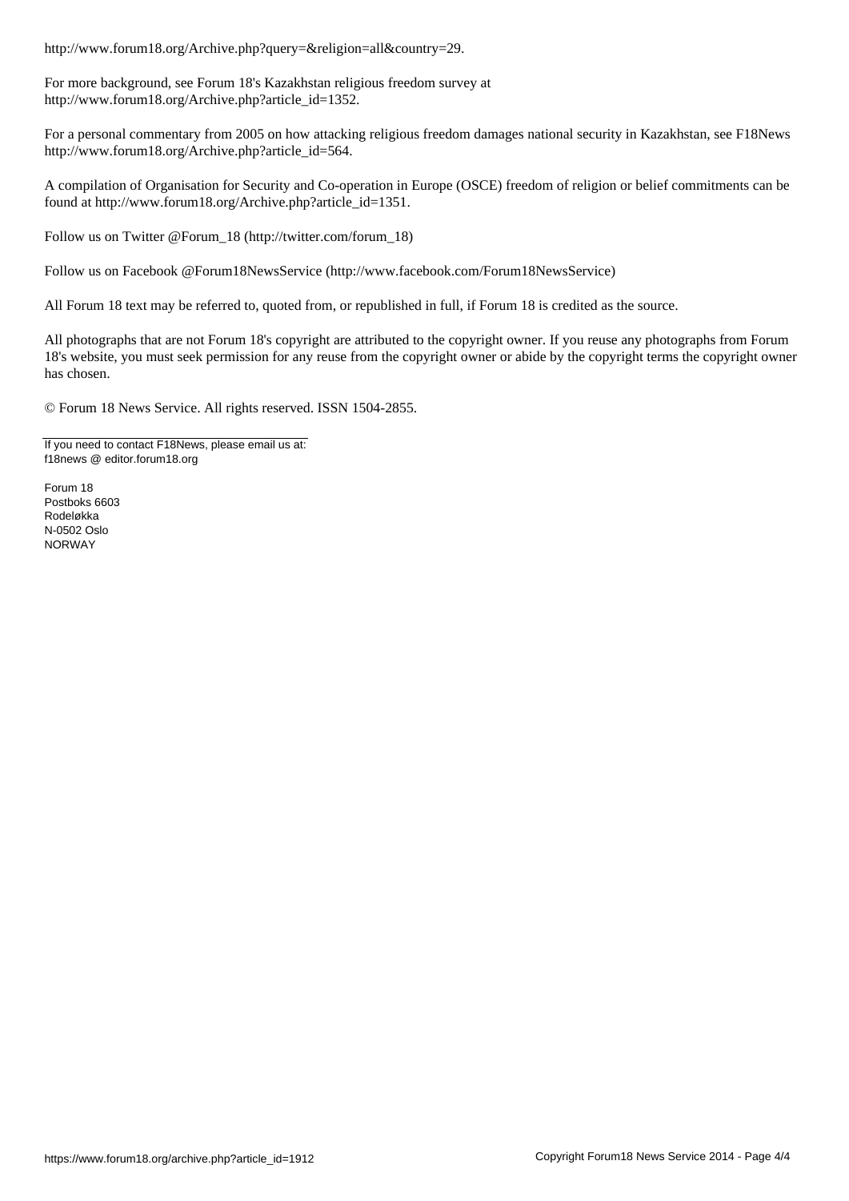http://www.forum18.org/Archive.php?query=&religion=all&country=29.

For more background, see Forum 18's Kazakhstan religious freedom survey at http://www.forum18.org/Archive.php?article_id=1352.

For a personal commentary from 2005 on how attacking religious freedom damages national security in Kazakhstan, see F18News http://www.forum18.org/Archive.php?article_id=564.

A compilation of Organisation for Security and Co-operation in Europe (OSCE) freedom of religion or belief commitments can be found at http://www.forum18.org/Archive.php?article_id=1351.

Follow us on Twitter @Forum_18 (http://twitter.com/forum_18)

Follow us on Facebook @Forum18NewsService (http://www.facebook.com/Forum18NewsService)

All Forum 18 text may be referred to, quoted from, or republished in full, if Forum 18 is credited as the source.

All photographs that are not Forum 18's copyright are attributed to the copyright owner. If you reuse any photographs from Forum 18's website, you must seek permission for any reuse from the copyright owner or abide by the copyright terms the copyright owner has chosen.

© Forum 18 News Service. All rights reserved. ISSN 1504-2855.

If you need to contact F18News, please email us at:
f18news @ editor.forum18.org

Forum 18
Postboks 6603
Rodeløkka
N-0502 Oslo
NORWAY